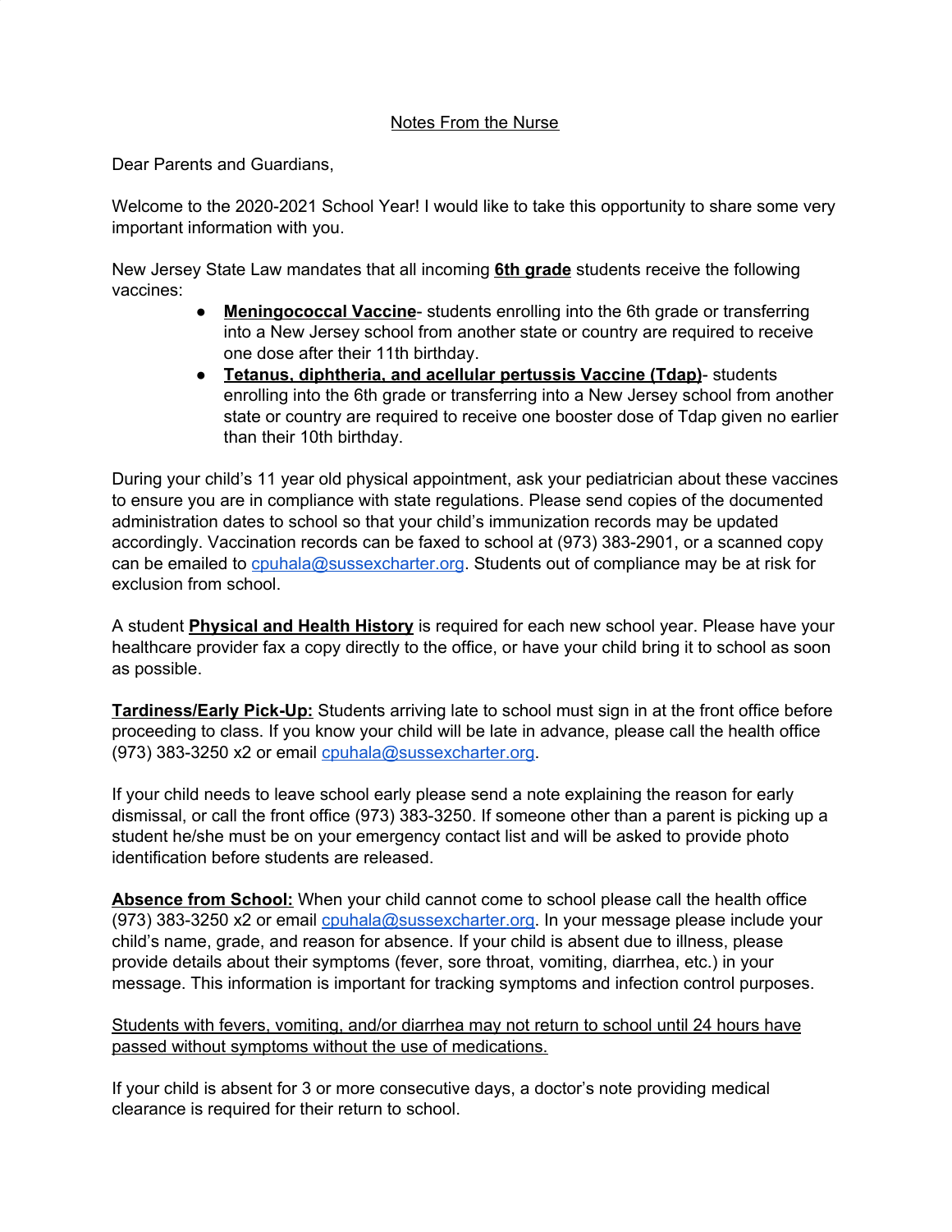Notes From the Nurse

Dear Parents and Guardians,

Welcome to the 2020-2021 School Year! I would like to take this opportunity to share some very important information with you.

New Jersey State Law mandates that all incoming **6th grade** students receive the following vaccines:

- **Meningococcal Vaccine**- students enrolling into the 6th grade or transferring into a New Jersey school from another state or country are required to receive one dose after their 11th birthday.
- **Tetanus, diphtheria, and acellular pertussis Vaccine (Tdap)**- students enrolling into the 6th grade or transferring into a New Jersey school from another state or country are required to receive one booster dose of Tdap given no earlier than their 10th birthday.

During your child's 11 year old physical appointment, ask your pediatrician about these vaccines to ensure you are in compliance with state regulations. Please send copies of the documented administration dates to school so that your child's immunization records may be updated accordingly. Vaccination records can be faxed to school at (973) 383-2901, or a scanned copy can be emailed to cpuhala@sussexcharter.org. Students out of compliance may be at risk for exclusion from school.

A student **Physical and Health History** is required for each new school year. Please have your healthcare provider fax a copy directly to the office, or have your child bring it to school as soon as possible.

**Tardiness/Early Pick-Up:** Students arriving late to school must sign in at the front office before proceeding to class. If you know your child will be late in advance, please call the health office (973) 383-3250 x2 or email cpuhala@sussexcharter.org.

If your child needs to leave school early please send a note explaining the reason for early dismissal, or call the front office (973) 383-3250. If someone other than a parent is picking up a student he/she must be on your emergency contact list and will be asked to provide photo identification before students are released.

**Absence from School:** When your child cannot come to school please call the health office (973) 383-3250 x2 or email cpuhala@sussexcharter.org. In your message please include your child's name, grade, and reason for absence. If your child is absent due to illness, please provide details about their symptoms (fever, sore throat, vomiting, diarrhea, etc.) in your message. This information is important for tracking symptoms and infection control purposes.

Students with fevers, vomiting, and/or diarrhea may not return to school until 24 hours have passed without symptoms without the use of medications.

If your child is absent for 3 or more consecutive days, a doctor's note providing medical clearance is required for their return to school.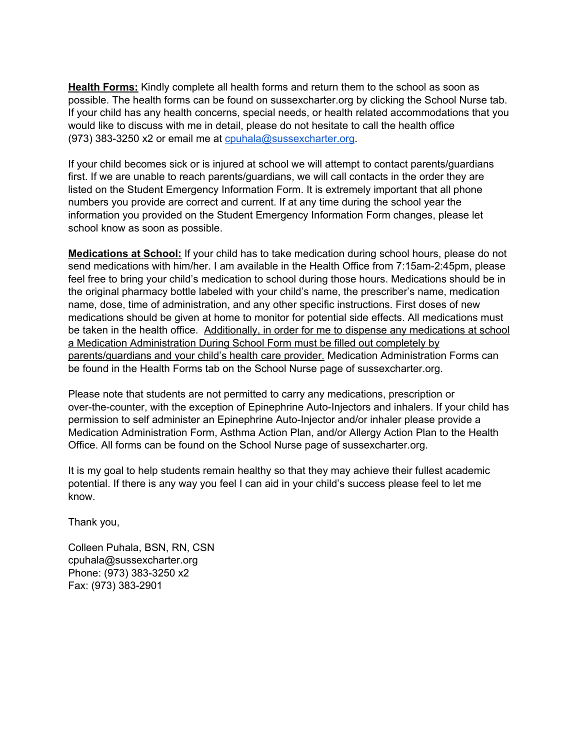**<u>Health Forms:</u>** Kindly complete all health forms and return them to the school as soon as possible. The health forms can be found on sussexcharter.org by clicking the School Nurse tab. If your child has any health concerns, special needs, or health related accommodations that you would like to discuss with me in detail, please do not hesitate to call the health office (973) 383-3250 x2 or email me at [cpuhala@sussexcharter.org](mailto:cpuhala@sussexcharter.org).

If your child becomes sick or is injured at school we will attempt to contact parents/guardians first. If we are unable to reach parents/guardians, we will call contacts in the order they are listed on the Student Emergency Information Form. It is extremely important that all phone numbers you provide are correct and current. If at any time during the school year the information you provided on the Student Emergency Information Form changes, please let school know as soon as possible.

**<u>Medications at School:</u>** If your child has to take medication during school hours, please do not send medications with him/her. I am available in the Health Office from 7:15am-2:45pm, please feel free to bring your child's medication to school during those hours. Medications should be in the original pharmacy bottle labeled with your child's name, the prescriber's name, medication name, dose, time of administration, and any other specific instructions. First doses of new medications should be given at home to monitor for potential side effects. All medications must be taken in the health office. <u>Additionally, in order for me to dispense any medications at school a Medication Administration During School Form must be filled out completely by parents/guardians and your child's health care provider.</u> Medication Administration Forms can be found in the Health Forms tab on the School Nurse page of sussexcharter.org.

Please note that students are not permitted to carry any medications, prescription or over-the-counter, with the exception of Epinephrine Auto-Injectors and inhalers. If your child has permission to self administer an Epinephrine Auto-Injector and/or inhaler please provide a Medication Administration Form, Asthma Action Plan, and/or Allergy Action Plan to the Health Office. All forms can be found on the School Nurse page of sussexcharter.org.

It is my goal to help students remain healthy so that they may achieve their fullest academic potential. If there is any way you feel I can aid in your child's success please feel to let me know.

Thank you,

Colleen Puhala, BSN, RN, CSN  
cpuhala@sussexcharter.org  
Phone: (973) 383-3250 x2  
Fax: (973) 383-2901